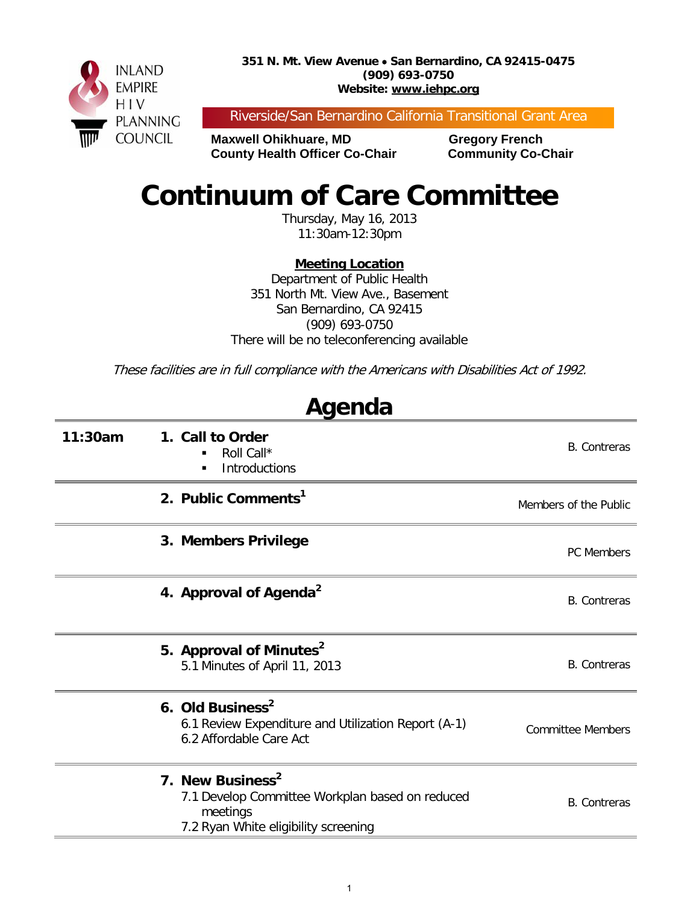INLAND EMPIRE HIV PLANNING COUNCIL

**351 N. Mt. View Avenue • San Bernardino, CA 92415-0475**
**(909) 693-0750**
**Website: www.iehpc.org**

Riverside/San Bernardino California Transitional Grant Area

**Maxwell Ohikhuare, MD**
**County Health Officer Co-Chair**

**Gregory French**
**Community Co-Chair**

# Continuum of Care Committee

Thursday, May 16, 2013
11:30am-12:30pm

**Meeting Location**
Department of Public Health
351 North Mt. View Ave., Basement
San Bernardino, CA 92415
(909) 693-0750
There will be no teleconferencing available

*These facilities are in full compliance with the Americans with Disabilities Act of 1992.*

## Agenda

| | | |
|---|---|---|
| **11:30am** | **1. Call to Order**<br>▪ Roll Call*<br>▪ Introductions | B. Contreras |
| | **2. Public Comments**[1] | Members of the Public |
| | **3. Members Privilege** | PC Members |
| | **4. Approval of Agenda**[2] | B. Contreras |
| | **5. Approval of Minutes**[2]<br>5.1 Minutes of April 11, 2013 | B. Contreras |
| | **6. Old Business**[2]<br>6.1 Review Expenditure and Utilization Report (A-1)<br>6.2 Affordable Care Act | Committee Members |
| | **7. New Business**[2]<br>7.1 Develop Committee Workplan based on reduced meetings<br>7.2 Ryan White eligibility screening | B. Contreras |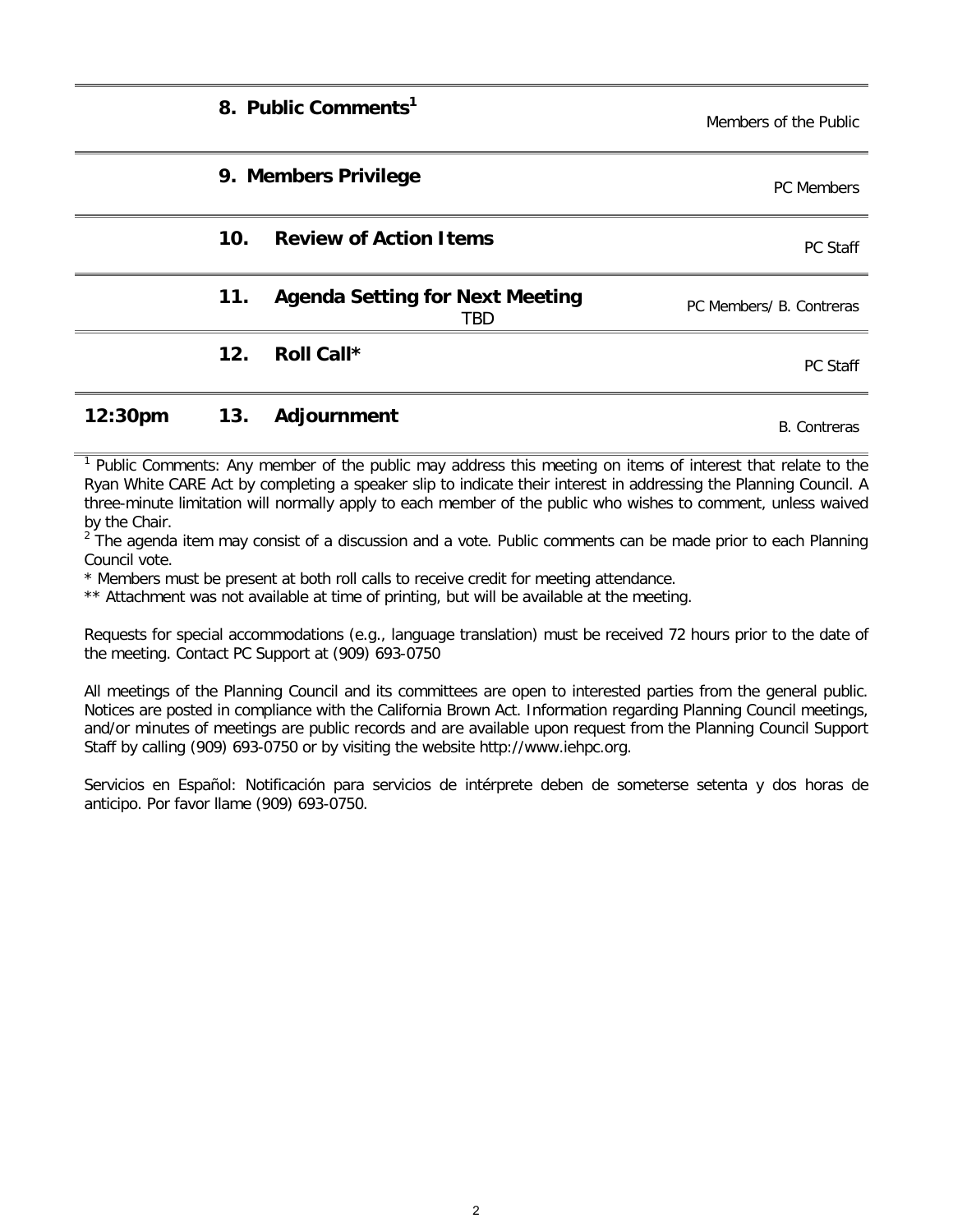| Time | # | Item | Presenter |
|---|---|---|---|
| | 8. | **Public Comments**[1] | Members of the Public |
| | 9. | **Members Privilege** | PC Members |
| | 10. | **Review of Action Items** | PC Staff |
| | 11. | **Agenda Setting for Next Meeting** TBD | PC Members/ B. Contreras |
| | 12. | **Roll Call*** | PC Staff |
| **12:30pm** | 13. | **Adjournment** | B. Contreras |

[1] Public Comments: Any member of the public may address this meeting on items of interest that relate to the Ryan White CARE Act by completing a speaker slip to indicate their interest in addressing the Planning Council. A three-minute limitation will normally apply to each member of the public who wishes to comment, unless waived by the Chair.

[2] The agenda item may consist of a discussion and a vote. Public comments can be made prior to each Planning Council vote.

* Members must be present at both roll calls to receive credit for meeting attendance.

** Attachment was not available at time of printing, but will be available at the meeting.

Requests for special accommodations (e.g., language translation) must be received 72 hours prior to the date of the meeting. Contact PC Support at (909) 693-0750

All meetings of the Planning Council and its committees are open to interested parties from the general public. Notices are posted in compliance with the California Brown Act. Information regarding Planning Council meetings, and/or minutes of meetings are public records and are available upon request from the Planning Council Support Staff by calling (909) 693-0750 or by visiting the website http://www.iehpc.org.

Servicios en Español: Notificación para servicios de intérprete deben de someterse setenta y dos horas de anticipo. Por favor llame (909) 693-0750.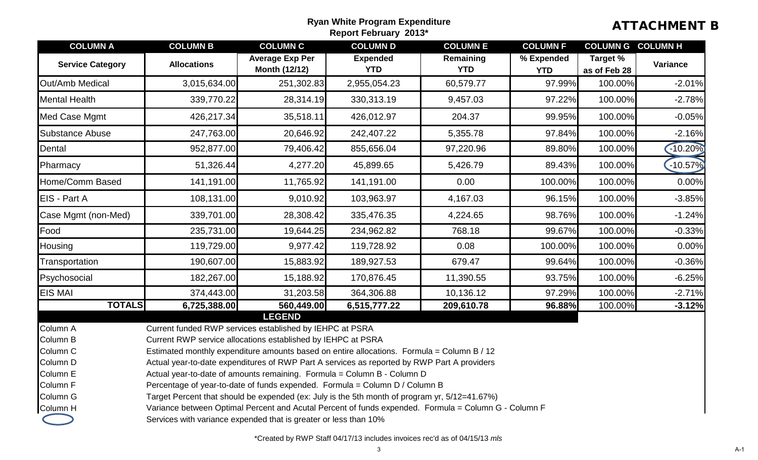**ATTACHMENT B**

## Ryan White Program Expenditure Report February 2013*

| COLUMN A | COLUMN B | COLUMN C | COLUMN D | COLUMN E | COLUMN F | COLUMN G | COLUMN H |
|---|---|---|---|---|---|---|---|
| **Service Category** | **Allocations** | **Average Exp Per Month (12/12)** | **Expended YTD** | **Remaining YTD** | **% Expended YTD** | **Target % as of Feb 28** | **Variance** |
| Out/Amb Medical | 3,015,634.00 | 251,302.83 | 2,955,054.23 | 60,579.77 | 97.99% | 100.00% | -2.01% |
| Mental Health | 339,770.22 | 28,314.19 | 330,313.19 | 9,457.03 | 97.22% | 100.00% | -2.78% |
| Med Case Mgmt | 426,217.34 | 35,518.11 | 426,012.97 | 204.37 | 99.95% | 100.00% | -0.05% |
| Substance Abuse | 247,763.00 | 20,646.92 | 242,407.22 | 5,355.78 | 97.84% | 100.00% | -2.16% |
| Dental | 952,877.00 | 79,406.42 | 855,656.04 | 97,220.96 | 89.80% | 100.00% | -10.20% |
| Pharmacy | 51,326.44 | 4,277.20 | 45,899.65 | 5,426.79 | 89.43% | 100.00% | -10.57% |
| Home/Comm Based | 141,191.00 | 11,765.92 | 141,191.00 | 0.00 | 100.00% | 100.00% | 0.00% |
| EIS - Part A | 108,131.00 | 9,010.92 | 103,963.97 | 4,167.03 | 96.15% | 100.00% | -3.85% |
| Case Mgmt (non-Med) | 339,701.00 | 28,308.42 | 335,476.35 | 4,224.65 | 98.76% | 100.00% | -1.24% |
| Food | 235,731.00 | 19,644.25 | 234,962.82 | 768.18 | 99.67% | 100.00% | -0.33% |
| Housing | 119,729.00 | 9,977.42 | 119,728.92 | 0.08 | 100.00% | 100.00% | 0.00% |
| Transportation | 190,607.00 | 15,883.92 | 189,927.53 | 679.47 | 99.64% | 100.00% | -0.36% |
| Psychosocial | 182,267.00 | 15,188.92 | 170,876.45 | 11,390.55 | 93.75% | 100.00% | -6.25% |
| EIS MAI | 374,443.00 | 31,203.58 | 364,306.88 | 10,136.12 | 97.29% | 100.00% | -2.71% |
| **TOTALS** | **6,725,388.00** | **560,449.00** | **6,515,777.22** | **209,610.78** | **96.88%** | 100.00% | **-3.12%** |

**LEGEND**

- Column A — Current funded RWP services established by IEHPC at PSRA
- Column B — Current RWP service allocations established by IEHPC at PSRA
- Column C — Estimated monthly expenditure amounts based on entire allocations. Formula = Column B / 12
- Column D — Actual year-to-date expenditures of RWP Part A services as reported by RWP Part A providers
- Column E — Actual year-to-date of amounts remaining. Formula = Column B - Column D
- Column F — Percentage of year-to-date of funds expended. Formula = Column D / Column B
- Column G — Target Percent that should be expended (ex: July is the 5th month of program yr, 5/12=41.67%)
- Column H — Variance between Optimal Percent and Acutal Percent of funds expended. Formula = Column G - Column F
- (Circled) — Services with variance expended that is greater or less than 10%

*Created by RWP Staff 04/17/13 includes invoices rec'd as of 04/15/13 *mls*

A-1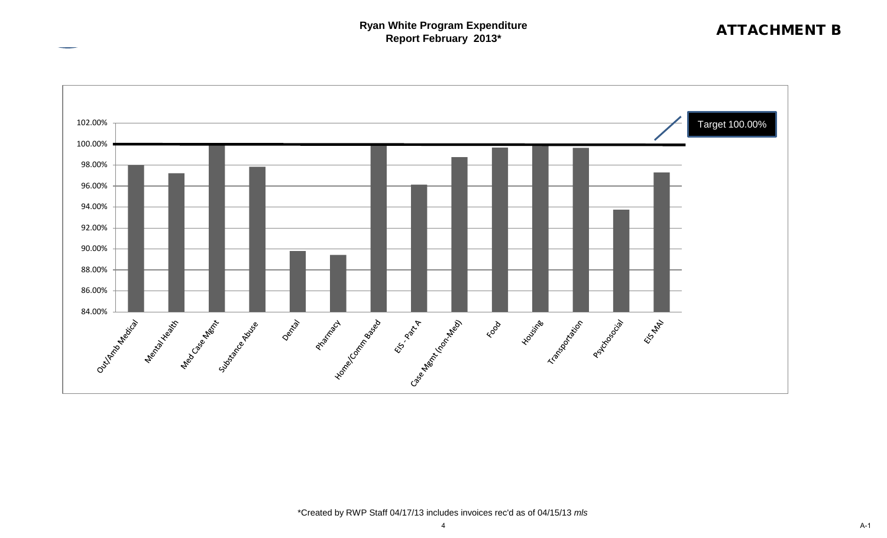# Ryan White Program Expenditure Report February 2013*

**ATTACHMENT B**

Target 100.00%

102.00%
100.00%
98.00%
96.00%
94.00%
92.00%
90.00%
88.00%
86.00%
84.00%

Out/Amb Medical, Mental Health, Med Case Mgmt, Substance Abuse, Dental, Pharmacy, Home/Comm Based, EIS - Part A, Case Mgmt (non-Med), Food, Housing, Transportation, Psychosocial, EIS MAI

\*Created by RWP Staff 04/17/13 includes invoices rec'd as of 04/15/13 *mls*

A-1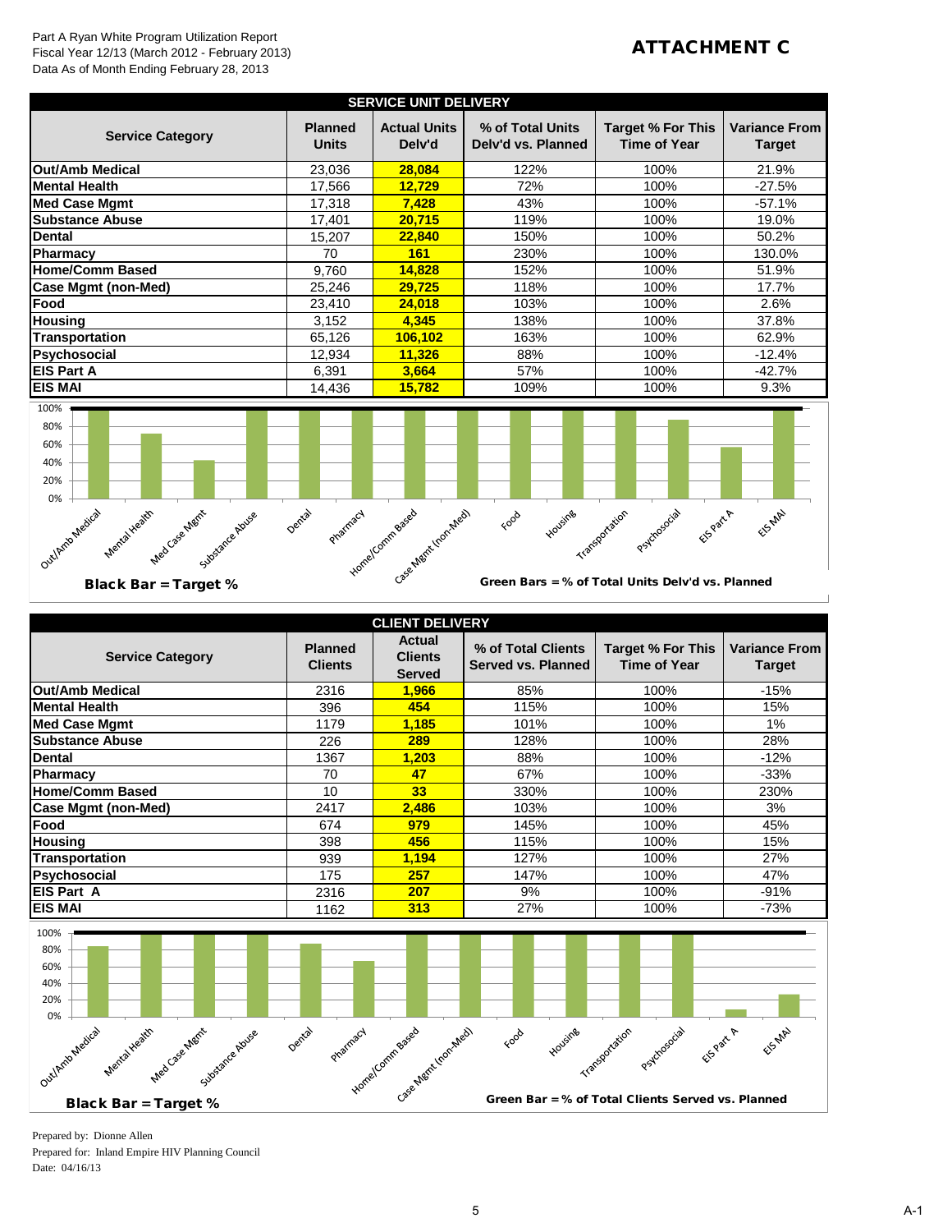Part A Ryan White Program Utilization Report
Fiscal Year 12/13 (March 2012 - February 2013)
Data As of Month Ending February 28, 2013

# ATTACHMENT C

## SERVICE UNIT DELIVERY

| Service Category | Planned Units | Actual Units Delv'd | % of Total Units Delv'd vs. Planned | Target % For This Time of Year | Variance From Target |
|---|---|---|---|---|---|
| Out/Amb Medical | 23,036 | **28,084** | 122% | 100% | 21.9% |
| Mental Health | 17,566 | **12,729** | 72% | 100% | -27.5% |
| Med Case Mgmt | 17,318 | **7,428** | 43% | 100% | -57.1% |
| Substance Abuse | 17,401 | **20,715** | 119% | 100% | 19.0% |
| Dental | 15,207 | **22,840** | 150% | 100% | 50.2% |
| Pharmacy | 70 | **161** | 230% | 100% | 130.0% |
| Home/Comm Based | 9,760 | **14,828** | 152% | 100% | 51.9% |
| Case Mgmt (non-Med) | 25,246 | **29,725** | 118% | 100% | 17.7% |
| Food | 23,410 | **24,018** | 103% | 100% | 2.6% |
| Housing | 3,152 | **4,345** | 138% | 100% | 37.8% |
| Transportation | 65,126 | **106,102** | 163% | 100% | 62.9% |
| Psychosocial | 12,934 | **11,326** | 88% | 100% | -12.4% |
| EIS Part A | 6,391 | **3,664** | 57% | 100% | -42.7% |
| EIS MAI | 14,436 | **15,782** | 109% | 100% | 9.3% |

Black Bar = Target %

Green Bars = % of Total Units Delv'd vs. Planned

## CLIENT DELIVERY

| Service Category | Planned Clients | Actual Clients Served | % of Total Clients Served vs. Planned | Target % For This Time of Year | Variance From Target |
|---|---|---|---|---|---|
| Out/Amb Medical | 2316 | **1,966** | 85% | 100% | -15% |
| Mental Health | 396 | **454** | 115% | 100% | 15% |
| Med Case Mgmt | 1179 | **1,185** | 101% | 100% | 1% |
| Substance Abuse | 226 | **289** | 128% | 100% | 28% |
| Dental | 1367 | **1,203** | 88% | 100% | -12% |
| Pharmacy | 70 | **47** | 67% | 100% | -33% |
| Home/Comm Based | 10 | **33** | 330% | 100% | 230% |
| Case Mgmt (non-Med) | 2417 | **2,486** | 103% | 100% | 3% |
| Food | 674 | **979** | 145% | 100% | 45% |
| Housing | 398 | **456** | 115% | 100% | 15% |
| Transportation | 939 | **1,194** | 127% | 100% | 27% |
| Psychosocial | 175 | **257** | 147% | 100% | 47% |
| EIS Part A | 2316 | **207** | 9% | 100% | -91% |
| EIS MAI | 1162 | **313** | 27% | 100% | -73% |

Black Bar = Target %

Green Bar = % of Total Clients Served vs. Planned

Prepared by: Dionne Allen
Prepared for: Inland Empire HIV Planning Council
Date: 04/16/13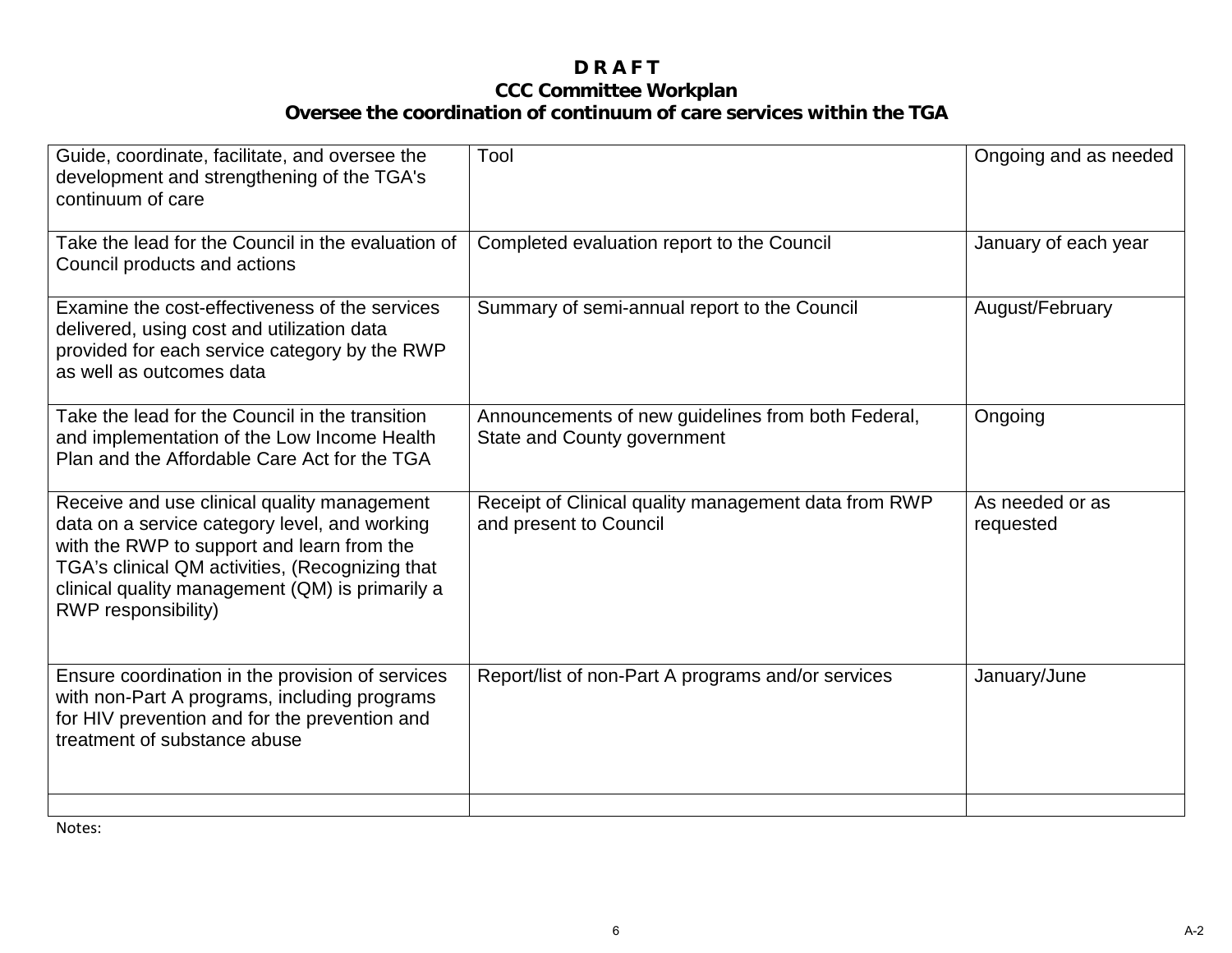**D R A F T**

**CCC Committee Workplan**

**Oversee the coordination of continuum of care services within the TGA**

| | | |
|---|---|---|
| Guide, coordinate, facilitate, and oversee the development and strengthening of the TGA's continuum of care | Tool | Ongoing and as needed |
| Take the lead for the Council in the evaluation of Council products and actions | Completed evaluation report to the Council | January of each year |
| Examine the cost-effectiveness of the services delivered, using cost and utilization data provided for each service category by the RWP as well as outcomes data | Summary of semi-annual report to the Council | August/February |
| Take the lead for the Council in the transition and implementation of the Low Income Health Plan and the Affordable Care Act for the TGA | Announcements of new guidelines from both Federal, State and County government | Ongoing |
| Receive and use clinical quality management data on a service category level, and working with the RWP to support and learn from the TGA's clinical QM activities, (Recognizing that clinical quality management (QM) is primarily a RWP responsibility) | Receipt of Clinical quality management data from RWP and present to Council | As needed or as requested |
| Ensure coordination in the provision of services with non-Part A programs, including programs for HIV prevention and for the prevention and treatment of substance abuse | Report/list of non-Part A programs and/or services | January/June |
| | | |

Notes:

A-2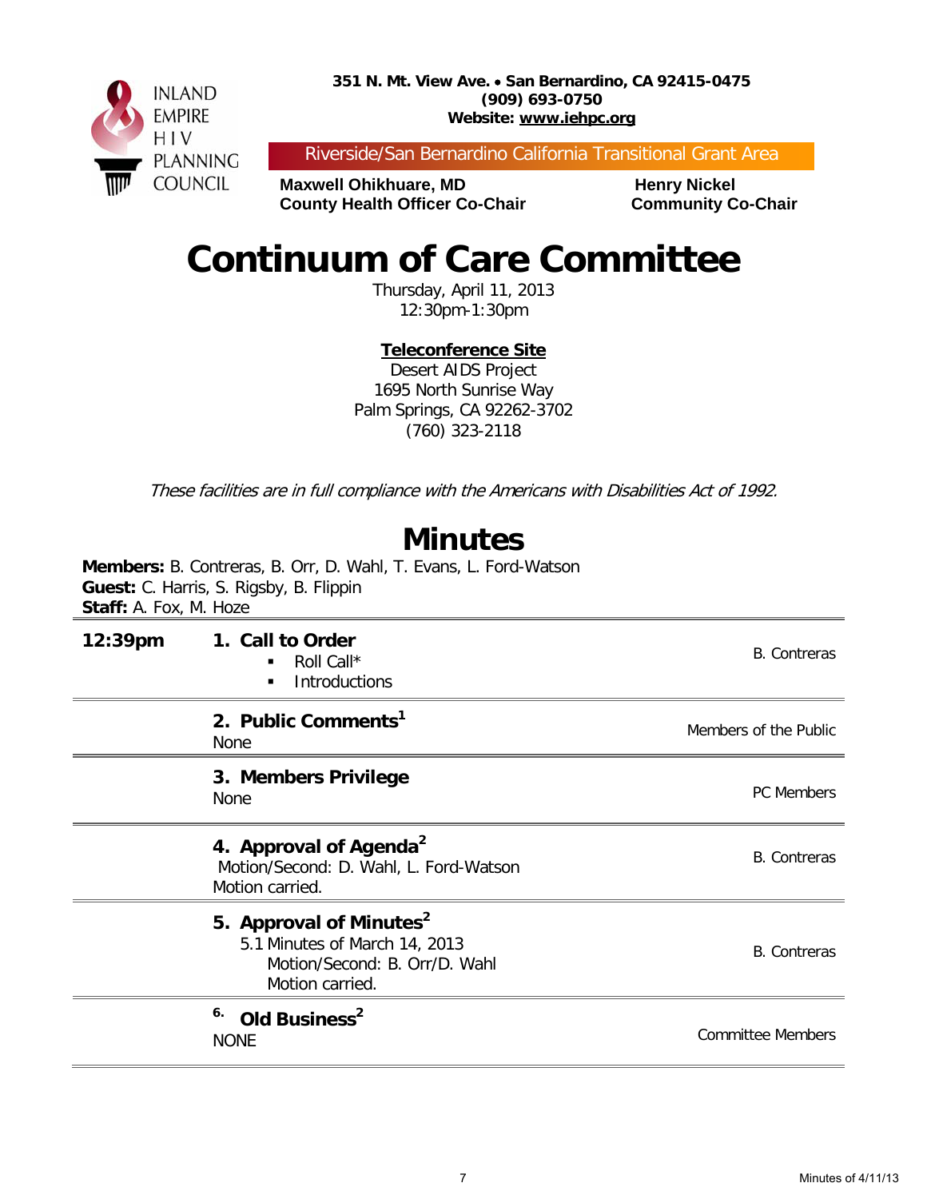INLAND EMPIRE HIV PLANNING COUNCIL

**351 N. Mt. View Ave. • San Bernardino, CA 92415-0475**
**(909) 693-0750**
**Website: www.iehpc.org**

Riverside/San Bernardino California Transitional Grant Area

**Maxwell Ohikhuare, MD**
**County Health Officer Co-Chair**

**Henry Nickel**
**Community Co-Chair**

# Continuum of Care Committee

Thursday, April 11, 2013
12:30pm-1:30pm

**Teleconference Site**
Desert AIDS Project
1695 North Sunrise Way
Palm Springs, CA 92262-3702
(760) 323-2118

*These facilities are in full compliance with the Americans with Disabilities Act of 1992.*

## Minutes

**Members:** B. Contreras, B. Orr, D. Wahl, T. Evans, L. Ford-Watson
**Guest:** C. Harris, S. Rigsby, B. Flippin
**Staff:** A. Fox, M. Hoze

| Time | Item | Responsible |
|---|---|---|
| **12:39pm** | **1. Call to Order**<br>▪ Roll Call*<br>▪ Introductions | B. Contreras |
| | **2. Public Comments[1]**<br>None | Members of the Public |
| | **3. Members Privilege**<br>None | PC Members |
| | **4. Approval of Agenda[2]**<br>Motion/Second: D. Wahl, L. Ford-Watson<br>Motion carried. | B. Contreras |
| | **5. Approval of Minutes[2]**<br>5.1 Minutes of March 14, 2013<br>Motion/Second: B. Orr/D. Wahl<br>Motion carried. | B. Contreras |
| | **6. Old Business[2]**<br>NONE | Committee Members |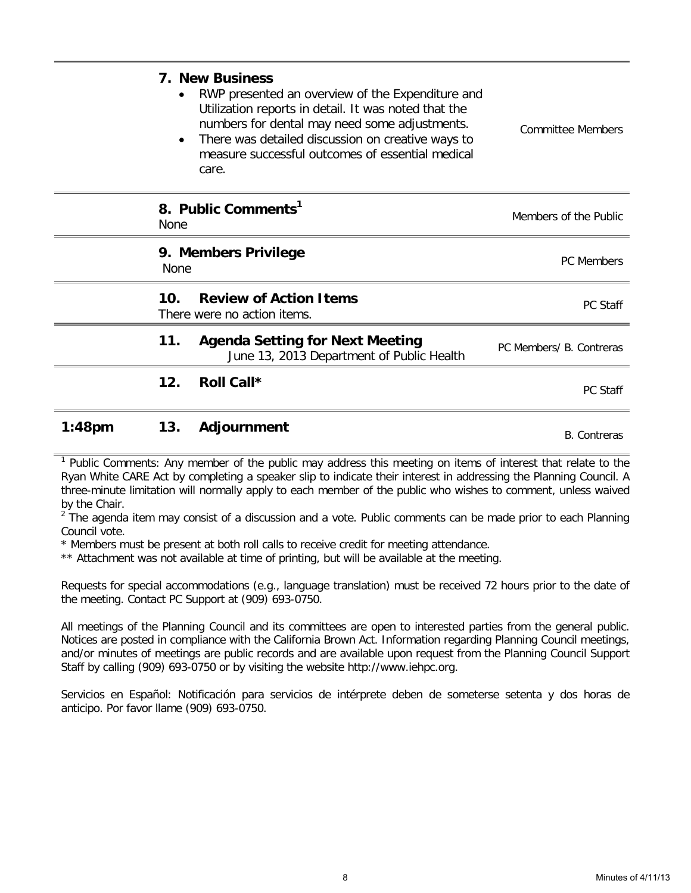| | | |
|---|---|---|
| | **7. New Business**<br>• RWP presented an overview of the Expenditure and Utilization reports in detail. It was noted that the numbers for dental may need some adjustments.<br>• There was detailed discussion on creative ways to measure successful outcomes of essential medical care. | Committee Members |
| | **8. Public Comments[1]**<br>None | Members of the Public |
| | **9. Members Privilege**<br>None | PC Members |
| | **10. Review of Action Items**<br>There were no action items. | PC Staff |
| | **11. Agenda Setting for Next Meeting**<br>June 13, 2013 Department of Public Health | PC Members/ B. Contreras |
| | **12. Roll Call*** | PC Staff |
| **1:48pm** | **13. Adjournment** | B. Contreras |

[1] Public Comments: Any member of the public may address this meeting on items of interest that relate to the Ryan White CARE Act by completing a speaker slip to indicate their interest in addressing the Planning Council. A three-minute limitation will normally apply to each member of the public who wishes to comment, unless waived by the Chair.

[2] The agenda item may consist of a discussion and a vote. Public comments can be made prior to each Planning Council vote.

\* Members must be present at both roll calls to receive credit for meeting attendance.

\** Attachment was not available at time of printing, but will be available at the meeting.

Requests for special accommodations (e.g., language translation) must be received 72 hours prior to the date of the meeting. Contact PC Support at (909) 693-0750.

All meetings of the Planning Council and its committees are open to interested parties from the general public. Notices are posted in compliance with the California Brown Act. Information regarding Planning Council meetings, and/or minutes of meetings are public records and are available upon request from the Planning Council Support Staff by calling (909) 693-0750 or by visiting the website http://www.iehpc.org.

Servicios en Español: Notificación para servicios de intérprete deben de someterse setenta y dos horas de anticipo. Por favor llame (909) 693-0750.